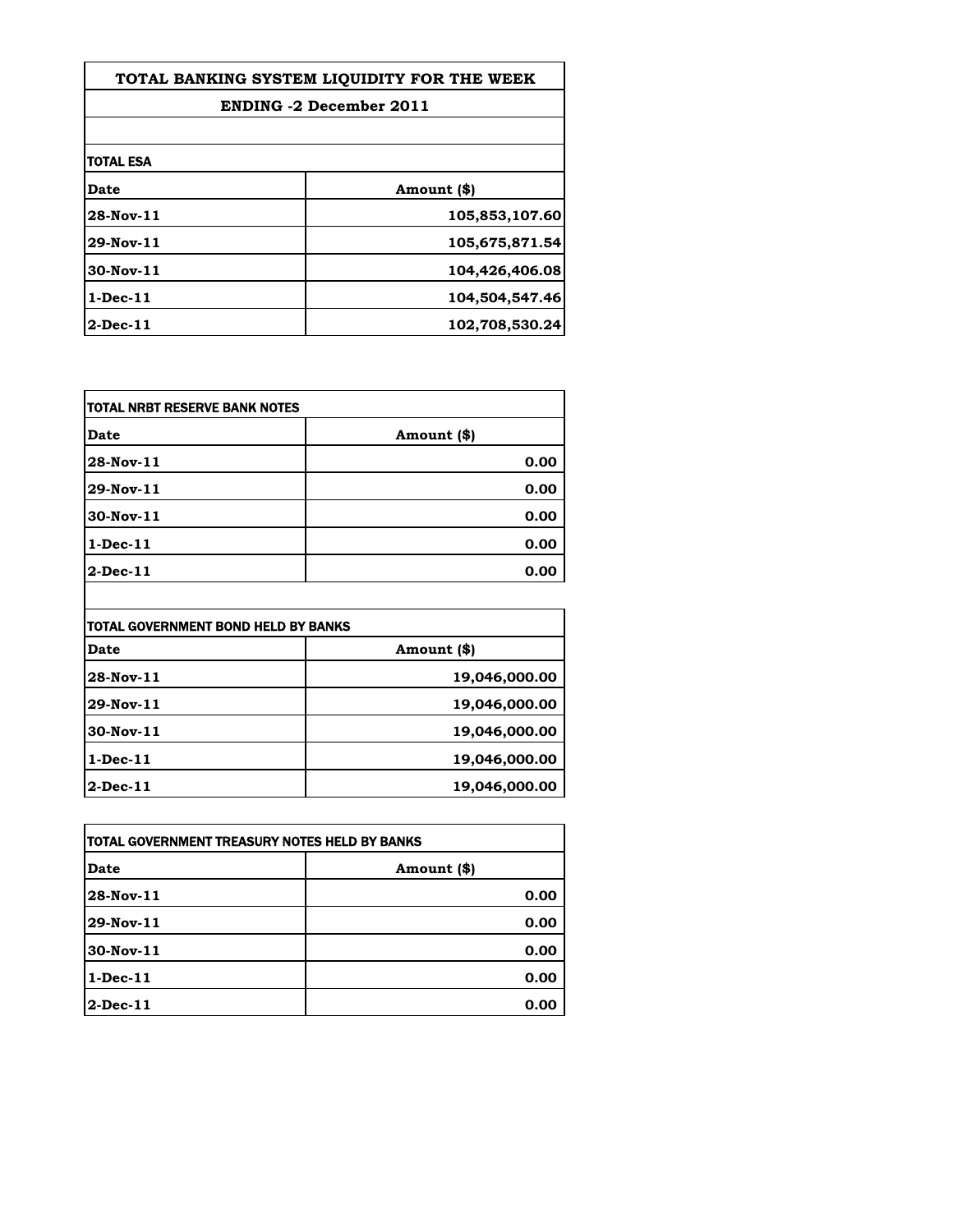# TOTAL BANKING SYSTEM LIQUIDITY FOR THE WEEK

## ENDING -2 December 2011

**TOTAL ESA**

| Date | Amount ($) |
|---|---|
| 28-Nov-11 | 105,853,107.60 |
| 29-Nov-11 | 105,675,871.54 |
| 30-Nov-11 | 104,426,406.08 |
| 1-Dec-11 | 104,504,547.46 |
| 2-Dec-11 | 102,708,530.24 |

**TOTAL NRBT RESERVE BANK NOTES**

| Date | Amount ($) |
|---|---|
| 28-Nov-11 | 0.00 |
| 29-Nov-11 | 0.00 |
| 30-Nov-11 | 0.00 |
| 1-Dec-11 | 0.00 |
| 2-Dec-11 | 0.00 |

**TOTAL GOVERNMENT BOND HELD BY BANKS**

| Date | Amount ($) |
|---|---|
| 28-Nov-11 | 19,046,000.00 |
| 29-Nov-11 | 19,046,000.00 |
| 30-Nov-11 | 19,046,000.00 |
| 1-Dec-11 | 19,046,000.00 |
| 2-Dec-11 | 19,046,000.00 |

**TOTAL GOVERNMENT TREASURY NOTES HELD BY BANKS**

| Date | Amount ($) |
|---|---|
| 28-Nov-11 | 0.00 |
| 29-Nov-11 | 0.00 |
| 30-Nov-11 | 0.00 |
| 1-Dec-11 | 0.00 |
| 2-Dec-11 | 0.00 |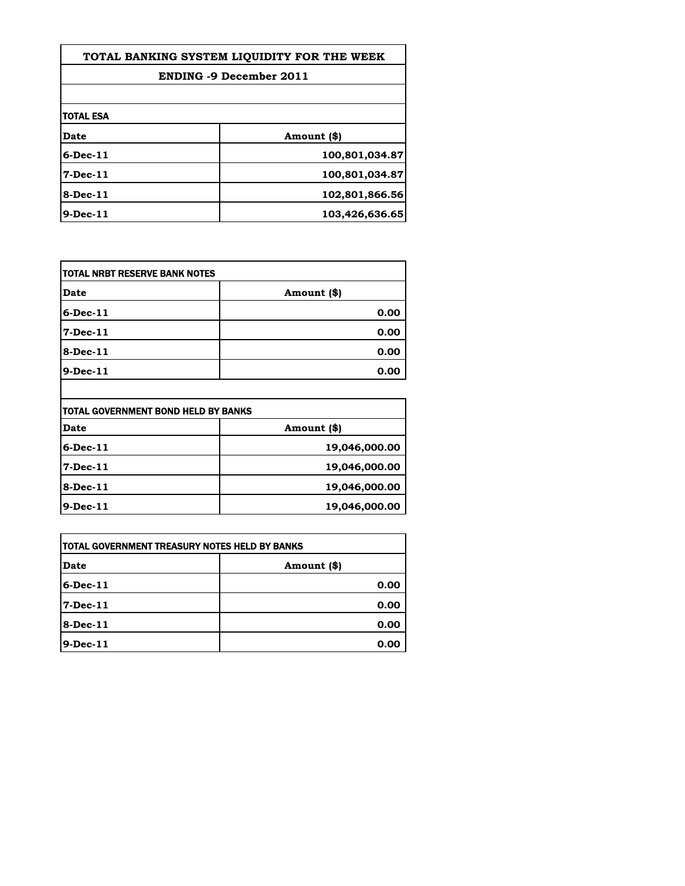# TOTAL BANKING SYSTEM LIQUIDITY FOR THE WEEK

## ENDING -9 December 2011

**TOTAL ESA**

| Date | Amount ($) |
|---|---|
| 6-Dec-11 | 100,801,034.87 |
| 7-Dec-11 | 100,801,034.87 |
| 8-Dec-11 | 102,801,866.56 |
| 9-Dec-11 | 103,426,636.65 |

**TOTAL NRBT RESERVE BANK NOTES**

| Date | Amount ($) |
|---|---|
| 6-Dec-11 | 0.00 |
| 7-Dec-11 | 0.00 |
| 8-Dec-11 | 0.00 |
| 9-Dec-11 | 0.00 |

**TOTAL GOVERNMENT BOND HELD BY BANKS**

| Date | Amount ($) |
|---|---|
| 6-Dec-11 | 19,046,000.00 |
| 7-Dec-11 | 19,046,000.00 |
| 8-Dec-11 | 19,046,000.00 |
| 9-Dec-11 | 19,046,000.00 |

**TOTAL GOVERNMENT TREASURY NOTES HELD BY BANKS**

| Date | Amount ($) |
|---|---|
| 6-Dec-11 | 0.00 |
| 7-Dec-11 | 0.00 |
| 8-Dec-11 | 0.00 |
| 9-Dec-11 | 0.00 |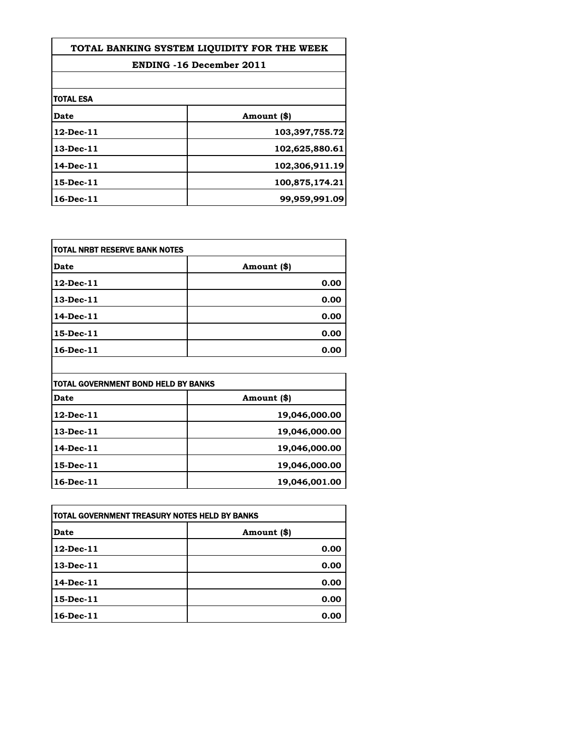## TOTAL BANKING SYSTEM LIQUIDITY FOR THE WEEK

### ENDING -16 December 2011

**TOTAL ESA**

| Date | Amount ($) |
|---|---|
| 12-Dec-11 | 103,397,755.72 |
| 13-Dec-11 | 102,625,880.61 |
| 14-Dec-11 | 102,306,911.19 |
| 15-Dec-11 | 100,875,174.21 |
| 16-Dec-11 | 99,959,991.09 |

**TOTAL NRBT RESERVE BANK NOTES**

| Date | Amount ($) |
|---|---|
| 12-Dec-11 | 0.00 |
| 13-Dec-11 | 0.00 |
| 14-Dec-11 | 0.00 |
| 15-Dec-11 | 0.00 |
| 16-Dec-11 | 0.00 |

**TOTAL GOVERNMENT BOND HELD BY BANKS**

| Date | Amount ($) |
|---|---|
| 12-Dec-11 | 19,046,000.00 |
| 13-Dec-11 | 19,046,000.00 |
| 14-Dec-11 | 19,046,000.00 |
| 15-Dec-11 | 19,046,000.00 |
| 16-Dec-11 | 19,046,001.00 |

**TOTAL GOVERNMENT TREASURY NOTES HELD BY BANKS**

| Date | Amount ($) |
|---|---|
| 12-Dec-11 | 0.00 |
| 13-Dec-11 | 0.00 |
| 14-Dec-11 | 0.00 |
| 15-Dec-11 | 0.00 |
| 16-Dec-11 | 0.00 |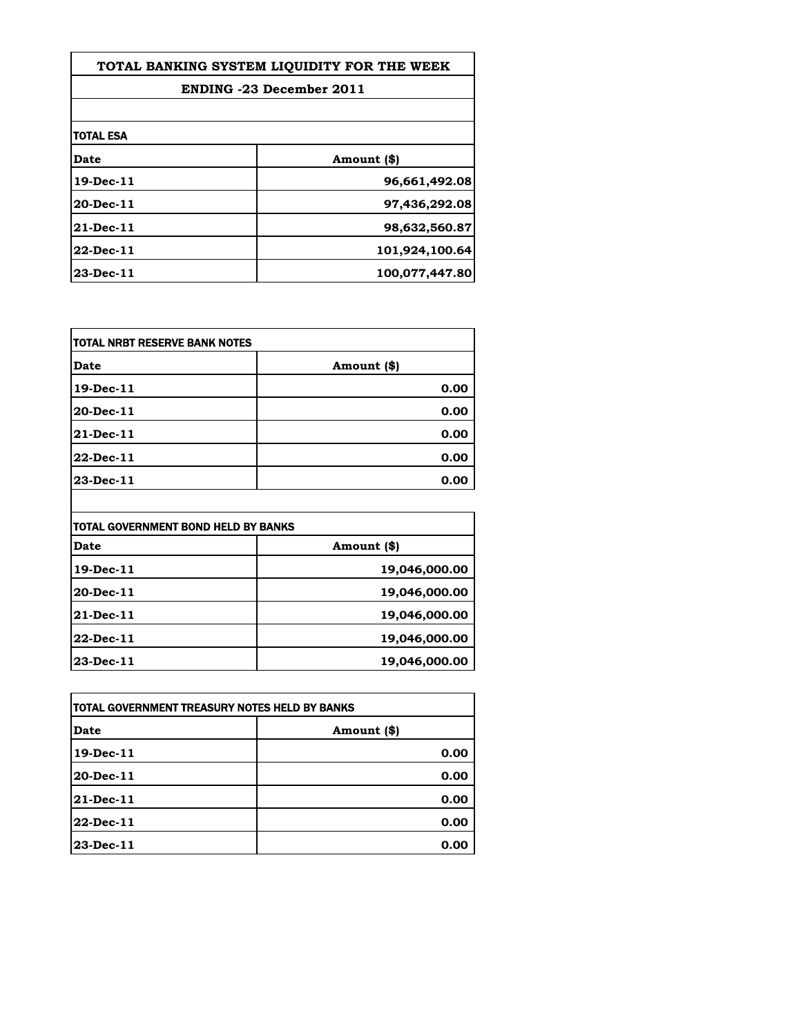# TOTAL BANKING SYSTEM LIQUIDITY FOR THE WEEK

## ENDING -23 December 2011

**TOTAL ESA**

| Date | Amount ($) |
|---|---|
| 19-Dec-11 | 96,661,492.08 |
| 20-Dec-11 | 97,436,292.08 |
| 21-Dec-11 | 98,632,560.87 |
| 22-Dec-11 | 101,924,100.64 |
| 23-Dec-11 | 100,077,447.80 |

**TOTAL NRBT RESERVE BANK NOTES**

| Date | Amount ($) |
|---|---|
| 19-Dec-11 | 0.00 |
| 20-Dec-11 | 0.00 |
| 21-Dec-11 | 0.00 |
| 22-Dec-11 | 0.00 |
| 23-Dec-11 | 0.00 |

**TOTAL GOVERNMENT BOND HELD BY BANKS**

| Date | Amount ($) |
|---|---|
| 19-Dec-11 | 19,046,000.00 |
| 20-Dec-11 | 19,046,000.00 |
| 21-Dec-11 | 19,046,000.00 |
| 22-Dec-11 | 19,046,000.00 |
| 23-Dec-11 | 19,046,000.00 |

**TOTAL GOVERNMENT TREASURY NOTES HELD BY BANKS**

| Date | Amount ($) |
|---|---|
| 19-Dec-11 | 0.00 |
| 20-Dec-11 | 0.00 |
| 21-Dec-11 | 0.00 |
| 22-Dec-11 | 0.00 |
| 23-Dec-11 | 0.00 |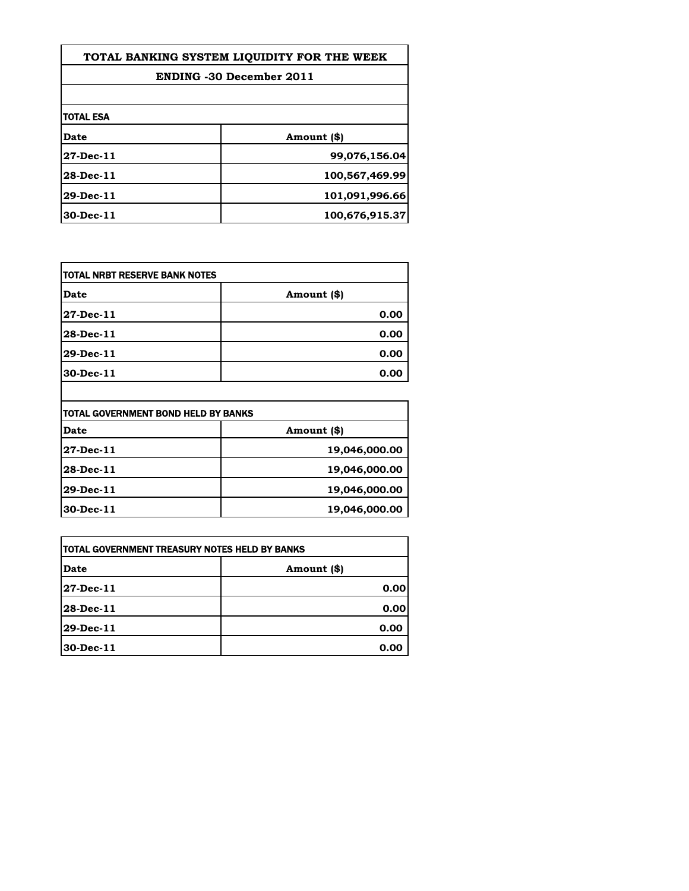| TOTAL BANKING SYSTEM LIQUIDITY FOR THE WEEK | |
|---|---|
| ENDING -30 December 2011 | |
| | |
| TOTAL ESA | |
| Date | Amount ($) |
| 27-Dec-11 | 99,076,156.04 |
| 28-Dec-11 | 100,567,469.99 |
| 29-Dec-11 | 101,091,996.66 |
| 30-Dec-11 | 100,676,915.37 |

| TOTAL NRBT RESERVE BANK NOTES | |
|---|---|
| Date | Amount ($) |
| 27-Dec-11 | 0.00 |
| 28-Dec-11 | 0.00 |
| 29-Dec-11 | 0.00 |
| 30-Dec-11 | 0.00 |

| TOTAL GOVERNMENT BOND HELD BY BANKS | |
|---|---|
| Date | Amount ($) |
| 27-Dec-11 | 19,046,000.00 |
| 28-Dec-11 | 19,046,000.00 |
| 29-Dec-11 | 19,046,000.00 |
| 30-Dec-11 | 19,046,000.00 |

| TOTAL GOVERNMENT TREASURY NOTES HELD BY BANKS | |
|---|---|
| Date | Amount ($) |
| 27-Dec-11 | 0.00 |
| 28-Dec-11 | 0.00 |
| 29-Dec-11 | 0.00 |
| 30-Dec-11 | 0.00 |